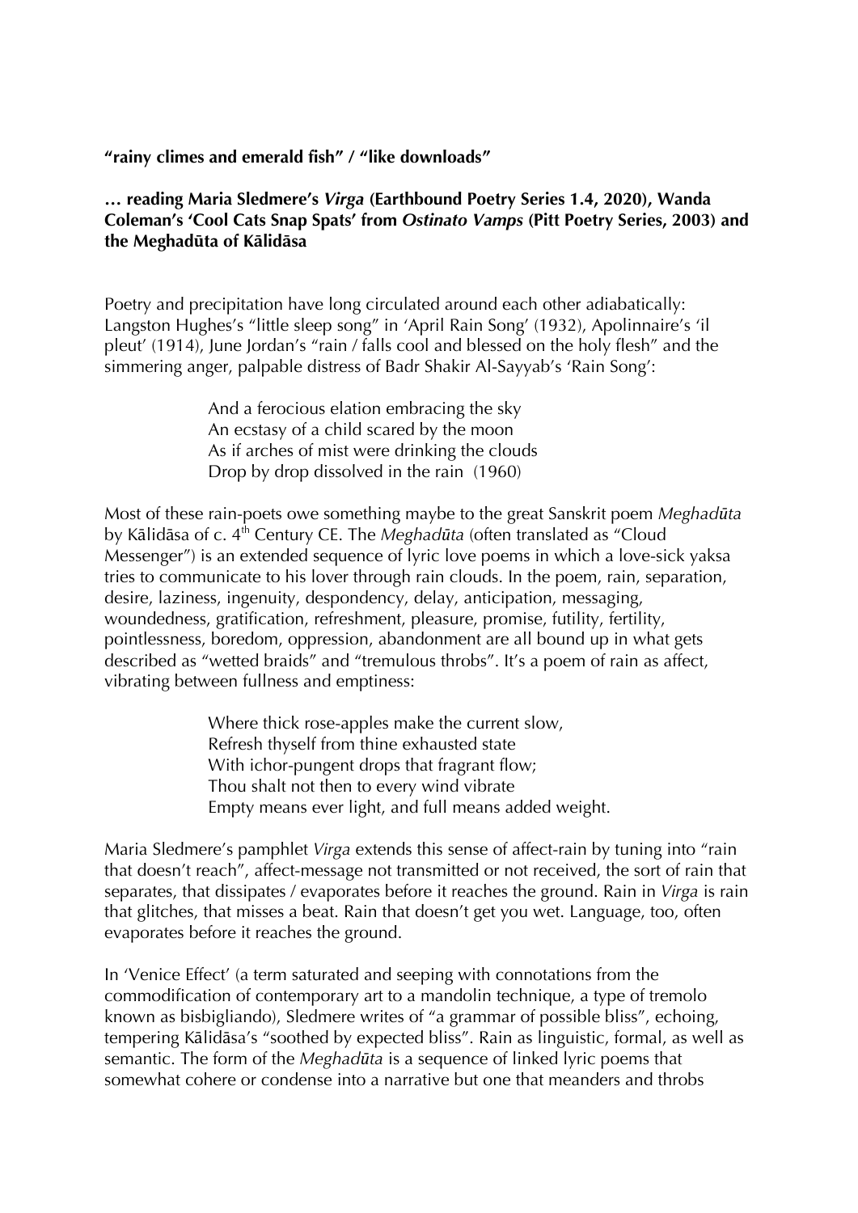**"rainy climes and emerald fish" / "like downloads"**

**… reading Maria Sledmere's *Virga* (Earthbound Poetry Series 1.4, 2020), Wanda Coleman's 'Cool Cats Snap Spats' from *Ostinato Vamps* (Pitt Poetry Series, 2003) and the Meghadūta of Kālidāsa**

Poetry and precipitation have long circulated around each other adiabatically: Langston Hughes's "little sleep song" in 'April Rain Song' (1932), Apolinnaire's 'il pleut' (1914), June Jordan's "rain / falls cool and blessed on the holy flesh" and the simmering anger, palpable distress of Badr Shakir Al-Sayyab's 'Rain Song':

> And a ferocious elation embracing the sky
> An ecstasy of a child scared by the moon
> As if arches of mist were drinking the clouds
> Drop by drop dissolved in the rain (1960)

Most of these rain-poets owe something maybe to the great Sanskrit poem *Meghadūta* by Kālidāsa of c. 4th Century CE. The *Meghadūta* (often translated as "Cloud Messenger") is an extended sequence of lyric love poems in which a love-sick yaksa tries to communicate to his lover through rain clouds. In the poem, rain, separation, desire, laziness, ingenuity, despondency, delay, anticipation, messaging, woundedness, gratification, refreshment, pleasure, promise, futility, fertility, pointlessness, boredom, oppression, abandonment are all bound up in what gets described as "wetted braids" and "tremulous throbs". It's a poem of rain as affect, vibrating between fullness and emptiness:

> Where thick rose-apples make the current slow,
> Refresh thyself from thine exhausted state
> With ichor-pungent drops that fragrant flow;
> Thou shalt not then to every wind vibrate
> Empty means ever light, and full means added weight.

Maria Sledmere's pamphlet *Virga* extends this sense of affect-rain by tuning into "rain that doesn't reach", affect-message not transmitted or not received, the sort of rain that separates, that dissipates / evaporates before it reaches the ground. Rain in *Virga* is rain that glitches, that misses a beat. Rain that doesn't get you wet. Language, too, often evaporates before it reaches the ground.

In 'Venice Effect' (a term saturated and seeping with connotations from the commodification of contemporary art to a mandolin technique, a type of tremolo known as bisbigliando), Sledmere writes of "a grammar of possible bliss", echoing, tempering Kālidāsa's "soothed by expected bliss". Rain as linguistic, formal, as well as semantic. The form of the *Meghadūta* is a sequence of linked lyric poems that somewhat cohere or condense into a narrative but one that meanders and throbs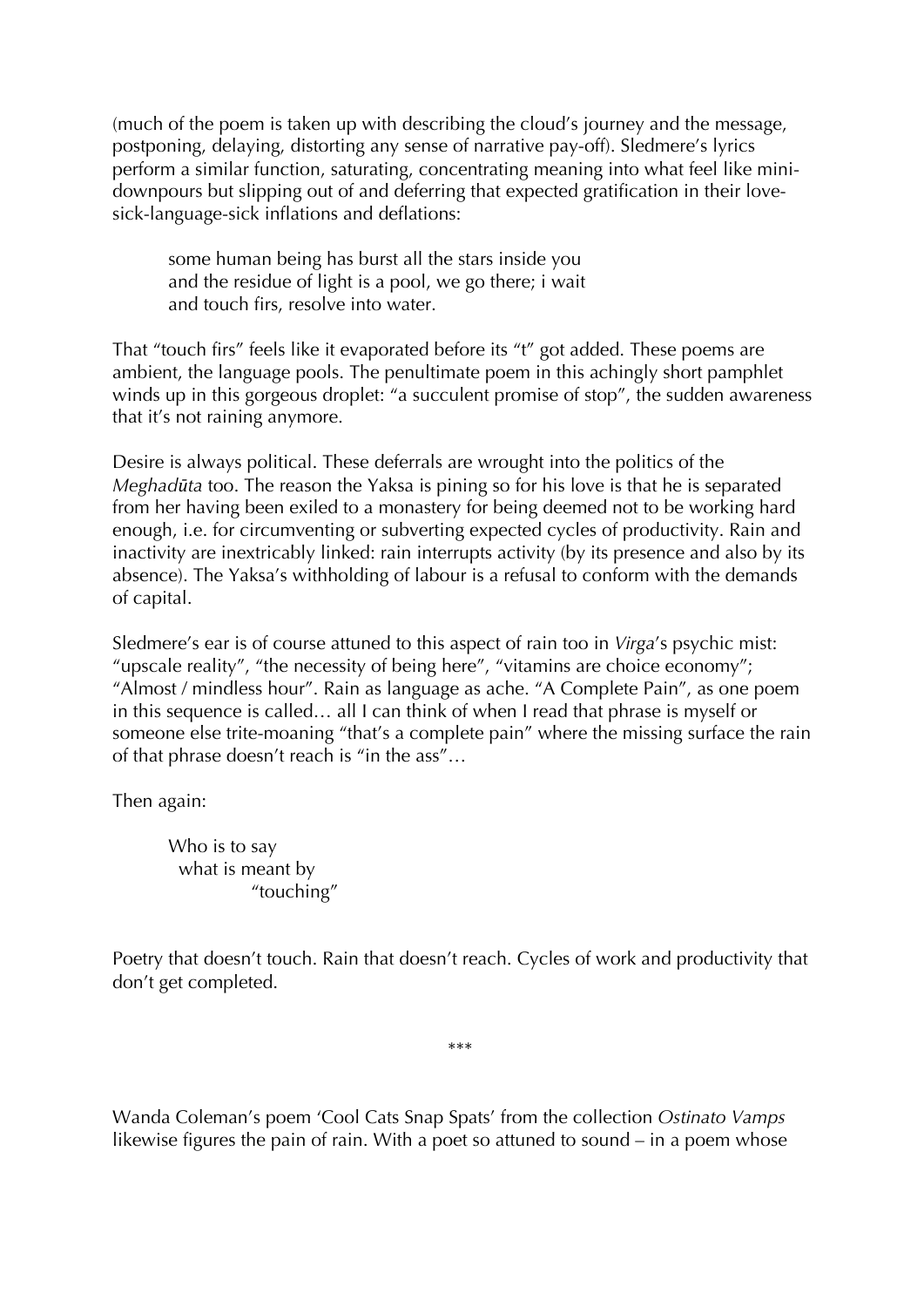(much of the poem is taken up with describing the cloud's journey and the message, postponing, delaying, distorting any sense of narrative pay-off). Sledmere's lyrics perform a similar function, saturating, concentrating meaning into what feel like mini-downpours but slipping out of and deferring that expected gratification in their love-sick-language-sick inflations and deflations:

> some human being has burst all the stars inside you
> and the residue of light is a pool, we go there; i wait
> and touch firs, resolve into water.

That "touch firs" feels like it evaporated before its "t" got added. These poems are ambient, the language pools. The penultimate poem in this achingly short pamphlet winds up in this gorgeous droplet: "a succulent promise of stop", the sudden awareness that it's not raining anymore.

Desire is always political. These deferrals are wrought into the politics of the *Meghadūta* too. The reason the Yaksa is pining so for his love is that he is separated from her having been exiled to a monastery for being deemed not to be working hard enough, i.e. for circumventing or subverting expected cycles of productivity. Rain and inactivity are inextricably linked: rain interrupts activity (by its presence and also by its absence). The Yaksa's withholding of labour is a refusal to conform with the demands of capital.

Sledmere's ear is of course attuned to this aspect of rain too in *Virga*'s psychic mist: "upscale reality", "the necessity of being here", "vitamins are choice economy"; "Almost / mindless hour". Rain as language as ache. "A Complete Pain", as one poem in this sequence is called… all I can think of when I read that phrase is myself or someone else trite-moaning "that's a complete pain" where the missing surface the rain of that phrase doesn't reach is "in the ass"…

Then again:

> Who is to say
>   what is meant by
>          "touching"

Poetry that doesn't touch. Rain that doesn't reach. Cycles of work and productivity that don't get completed.

\*\*\*

Wanda Coleman's poem 'Cool Cats Snap Spats' from the collection *Ostinato Vamps* likewise figures the pain of rain. With a poet so attuned to sound – in a poem whose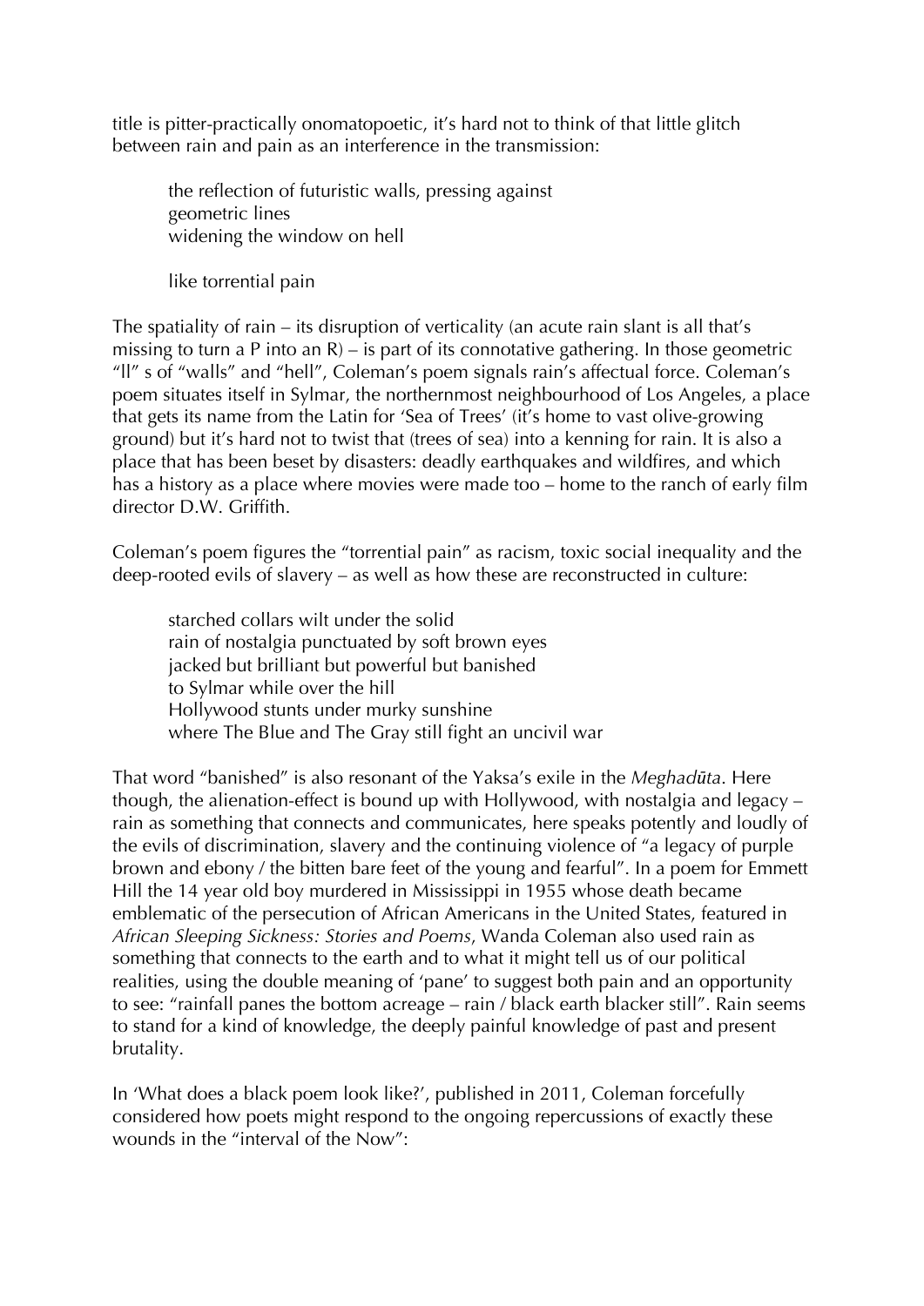title is pitter-practically onomatopoetic, it's hard not to think of that little glitch between rain and pain as an interference in the transmission:

> the reflection of futuristic walls, pressing against
> geometric lines
> widening the window on hell
>
> like torrential pain

The spatiality of rain – its disruption of verticality (an acute rain slant is all that's missing to turn a P into an R) – is part of its connotative gathering. In those geometric "ll" s of "walls" and "hell", Coleman's poem signals rain's affectual force. Coleman's poem situates itself in Sylmar, the northernmost neighbourhood of Los Angeles, a place that gets its name from the Latin for 'Sea of Trees' (it's home to vast olive-growing ground) but it's hard not to twist that (trees of sea) into a kenning for rain. It is also a place that has been beset by disasters: deadly earthquakes and wildfires, and which has a history as a place where movies were made too – home to the ranch of early film director D.W. Griffith.

Coleman's poem figures the "torrential pain" as racism, toxic social inequality and the deep-rooted evils of slavery – as well as how these are reconstructed in culture:

> starched collars wilt under the solid
> rain of nostalgia punctuated by soft brown eyes
> jacked but brilliant but powerful but banished
> to Sylmar while over the hill
> Hollywood stunts under murky sunshine
> where The Blue and The Gray still fight an uncivil war

That word "banished" is also resonant of the Yaksa's exile in the *Meghadūta*. Here though, the alienation-effect is bound up with Hollywood, with nostalgia and legacy – rain as something that connects and communicates, here speaks potently and loudly of the evils of discrimination, slavery and the continuing violence of "a legacy of purple brown and ebony / the bitten bare feet of the young and fearful". In a poem for Emmett Hill the 14 year old boy murdered in Mississippi in 1955 whose death became emblematic of the persecution of African Americans in the United States, featured in *African Sleeping Sickness: Stories and Poems*, Wanda Coleman also used rain as something that connects to the earth and to what it might tell us of our political realities, using the double meaning of 'pane' to suggest both pain and an opportunity to see: "rainfall panes the bottom acreage – rain / black earth blacker still". Rain seems to stand for a kind of knowledge, the deeply painful knowledge of past and present brutality.

In 'What does a black poem look like?', published in 2011, Coleman forcefully considered how poets might respond to the ongoing repercussions of exactly these wounds in the "interval of the Now":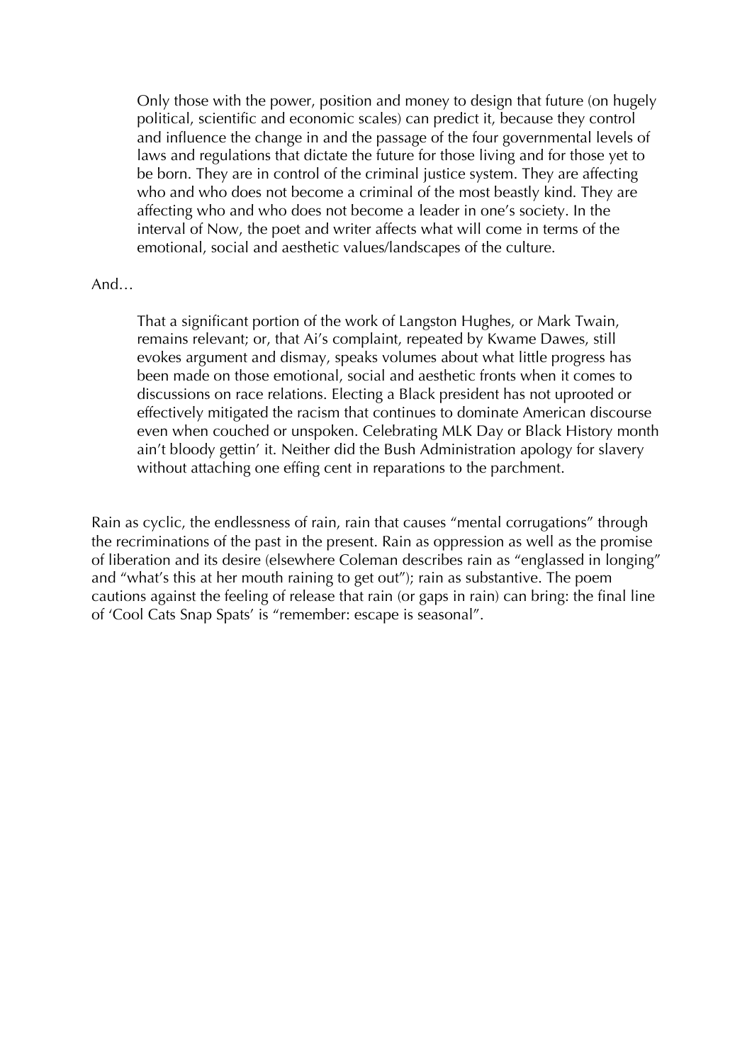> Only those with the power, position and money to design that future (on hugely political, scientific and economic scales) can predict it, because they control and influence the change in and the passage of the four governmental levels of laws and regulations that dictate the future for those living and for those yet to be born. They are in control of the criminal justice system. They are affecting who and who does not become a criminal of the most beastly kind. They are affecting who and who does not become a leader in one's society. In the interval of Now, the poet and writer affects what will come in terms of the emotional, social and aesthetic values/landscapes of the culture.

And…

> That a significant portion of the work of Langston Hughes, or Mark Twain, remains relevant; or, that Ai's complaint, repeated by Kwame Dawes, still evokes argument and dismay, speaks volumes about what little progress has been made on those emotional, social and aesthetic fronts when it comes to discussions on race relations. Electing a Black president has not uprooted or effectively mitigated the racism that continues to dominate American discourse even when couched or unspoken. Celebrating MLK Day or Black History month ain't bloody gettin' it. Neither did the Bush Administration apology for slavery without attaching one effing cent in reparations to the parchment.

Rain as cyclic, the endlessness of rain, rain that causes "mental corrugations" through the recriminations of the past in the present. Rain as oppression as well as the promise of liberation and its desire (elsewhere Coleman describes rain as "englassed in longing" and "what's this at her mouth raining to get out"); rain as substantive. The poem cautions against the feeling of release that rain (or gaps in rain) can bring: the final line of 'Cool Cats Snap Spats' is "remember: escape is seasonal".